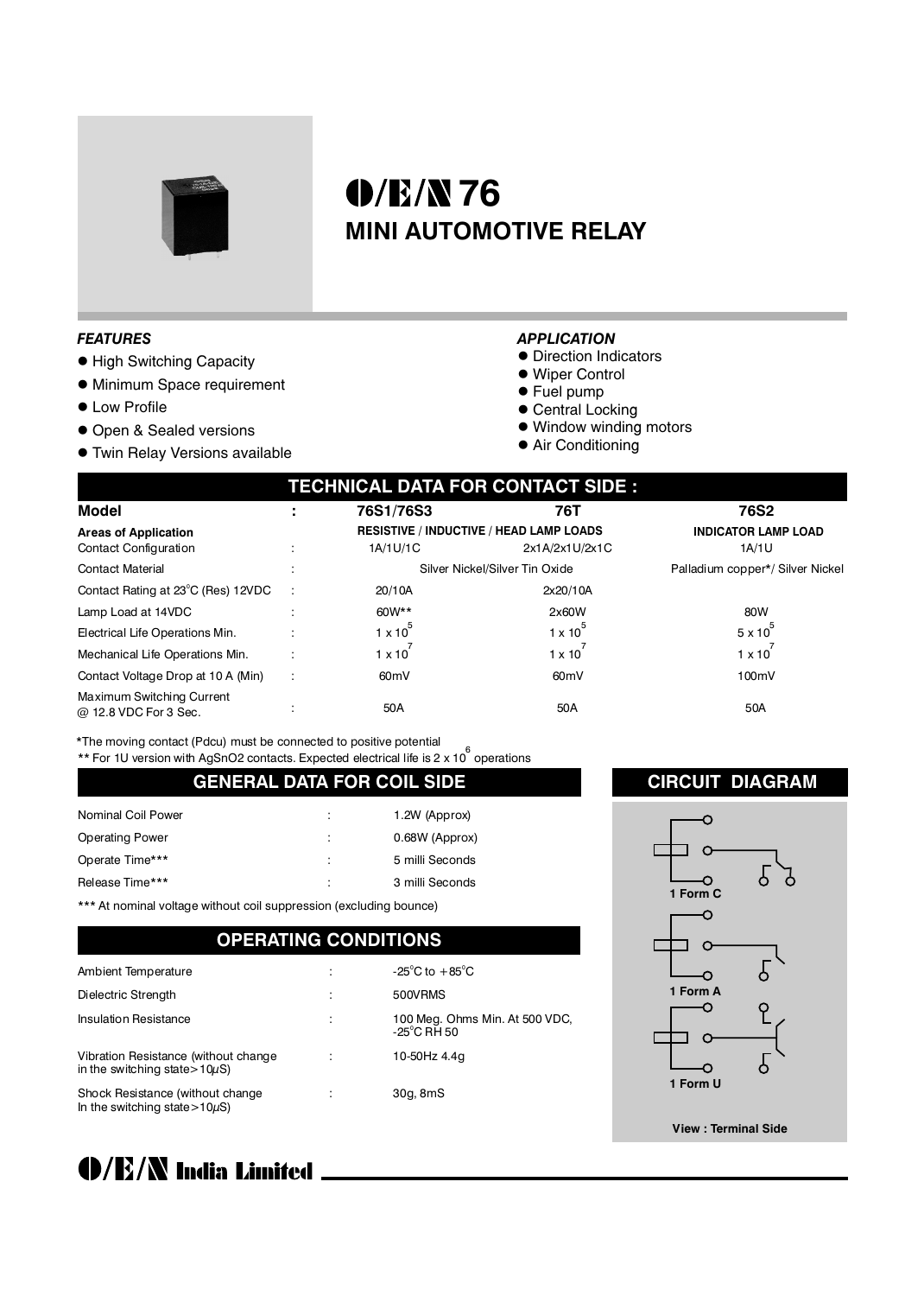# O/E/N 76

## MINI AUTOMOTIVE RELAY

### *FEATURES*

- High Switching Capacity
- Minimum Space requirement
- Low Profile
- Open & Sealed versions
- Twin Relay Versions available

### *APPLICATION*

- Direction Indicators
- Wiper Control
- Fuel pump
- Central Locking
- Window winding motors
- Air Conditioning

## TECHNICAL DATA FOR CONTACT SIDE :

| **Model** | **:** | **76S1/76S3** | **76T** | **76S2** |
|---|---|---|---|---|
| **Areas of Application** | | **RESISTIVE / INDUCTIVE / HEAD LAMP LOADS** | | **INDICATOR LAMP LOAD** |
| Contact Configuration | : | 1A/1U/1C | 2x1A/2x1U/2x1C | 1A/1U |
| Contact Material | : | Silver Nickel/Silver Tin Oxide | | Palladium copper*/ Silver Nickel |
| Contact Rating at 23°C (Res) 12VDC | : | 20/10A | 2x20/10A | |
| Lamp Load at 14VDC | : | 60W** | 2x60W | 80W |
| Electrical Life Operations Min. | : | $1 \times 10^5$ | $1 \times 10^5$ | $5 \times 10^5$ |
| Mechanical Life Operations Min. | : | $1 \times 10^7$ | $1 \times 10^7$ | $1 \times 10^7$ |
| Contact Voltage Drop at 10 A (Min) | : | 60mV | 60mV | 100mV |
| Maximum Switching Current @ 12.8 VDC For 3 Sec. | : | 50A | 50A | 50A |

*The moving contact (Pdcu) must be connected to positive potential

** For 1U version with AgSnO2 contacts. Expected electrical life is $2 \times 10^6$ operations

## GENERAL DATA FOR COIL SIDE

| | | |
|---|---|---|
| Nominal Coil Power | : | 1.2W (Approx) |
| Operating Power | : | 0.68W (Approx) |
| Operate Time*** | : | 5 milli Seconds |
| Release Time*** | : | 3 milli Seconds |

*** At nominal voltage without coil suppression (excluding bounce)

## OPERATING CONDITIONS

| | | |
|---|---|---|
| Ambient Temperature | : | -25°C to +85°C |
| Dielectric Strength | : | 500VRMS |
| Insulation Resistance | : | 100 Meg. Ohms Min. At 500 VDC, -25°C RH 50 |
| Vibration Resistance (without change in the switching state>10µS) | : | 10-50Hz 4.4g |
| Shock Resistance (without change In the switching state>10µS) | : | 30g, 8mS |

## CIRCUIT DIAGRAM

1 Form C

1 Form A

1 Form U

View : Terminal Side

O/E/N India Limited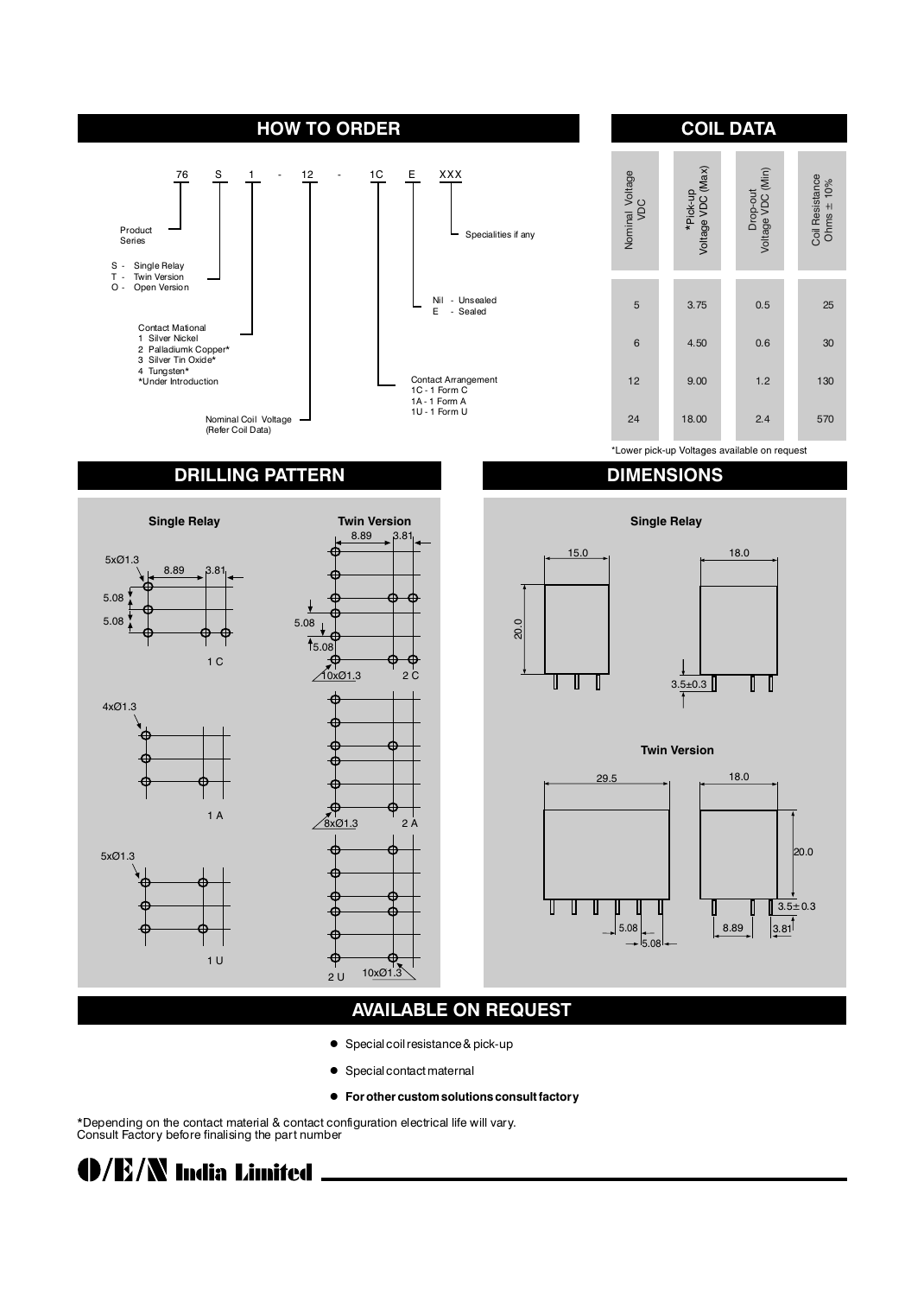## HOW TO ORDER

76 S 1 - 12 - 1C E XXX

- Product Series
- S - Single Relay
- T - Twin Version
- O - Open Version
- Contact Mational
  - 1 Silver Nickel
  - 2 Palladiumk Copper*
  - 3 Silver Tin Oxide*
  - 4 Tungsten*
  - *Under Introduction
- Nominal Coil Voltage (Refer Coil Data)
- Contact Arrangement
  - 1C - 1 Form C
  - 1A - 1 Form A
  - 1U - 1 Form U
- Nil - Unsealed
- E - Sealed
- Specialities if any

## COIL DATA

| Nominal Voltage VDC | *Pick-up Voltage VDC (Max) | Drop-out Voltage VDC (Min) | Coil Resistance Ohms ± 10% |
|---|---|---|---|
| 5 | 3.75 | 0.5 | 25 |
| 6 | 4.50 | 0.6 | 30 |
| 12 | 9.00 | 1.2 | 130 |
| 24 | 18.00 | 2.4 | 570 |

*Lower pick-up Voltages available on request

## DRILLING PATTERN

**Single Relay**

5xØ1.3
8.89
3.81
5.08
5.08
1 C

4xØ1.3
1 A

5xØ1.3
1 U

**Twin Version**

8.89
3.81
5.08
5.08
10xØ1.3
2 C

8xØ1.3
2 A

10xØ1.3
2 U

## DIMENSIONS

**Single Relay**

15.0
18.0
20.0
3.5±0.3

**Twin Version**

29.5
18.0
20.0
3.5±0.3
5.08
5.08
8.89
3.81

## AVAILABLE ON REQUEST

- Special coil resistance & pick-up
- Special contact maternal
- **For other custom solutions consult factory**

*Depending on the contact material & contact configuration electrical life will vary.
Consult Factory before finalising the part number

**O/E/N India Limited**